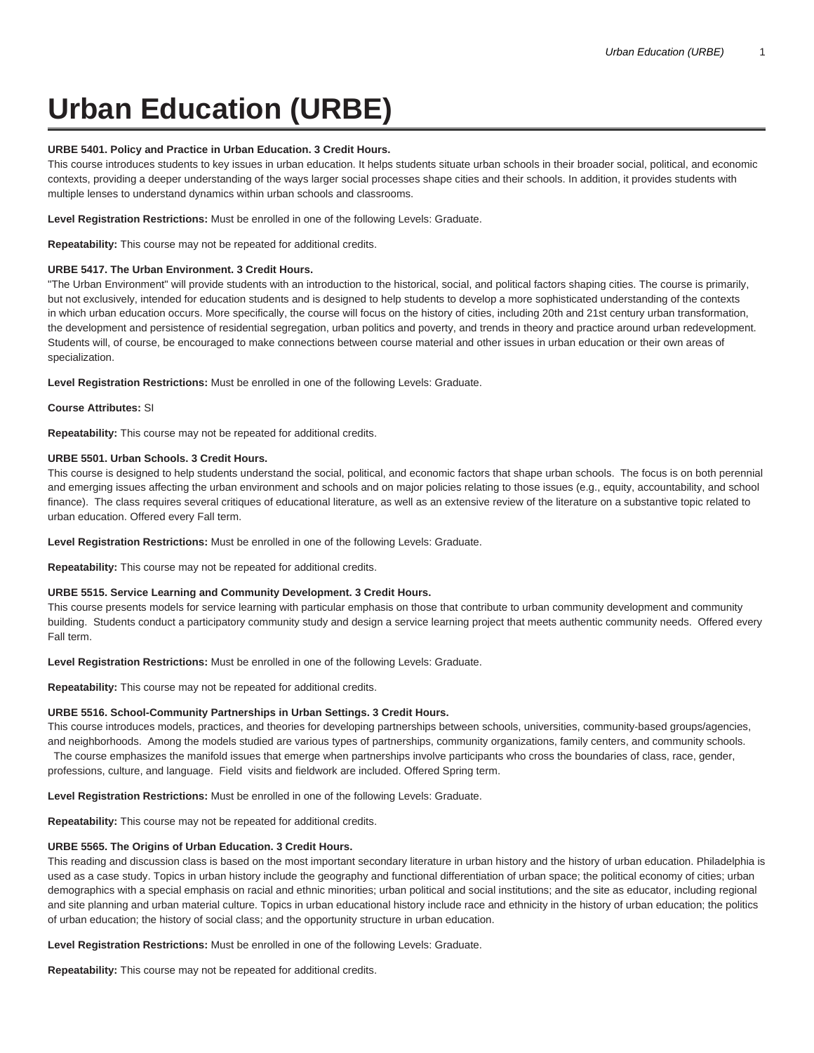# Urban Education (URBE)

**URBE 5401. Policy and Practice in Urban Education. 3 Credit Hours.**

This course introduces students to key issues in urban education. It helps students situate urban schools in their broader social, political, and economic contexts, providing a deeper understanding of the ways larger social processes shape cities and their schools. In addition, it provides students with multiple lenses to understand dynamics within urban schools and classrooms.

**Level Registration Restrictions:** Must be enrolled in one of the following Levels: Graduate.

**Repeatability:** This course may not be repeated for additional credits.

**URBE 5417. The Urban Environment. 3 Credit Hours.**

"The Urban Environment" will provide students with an introduction to the historical, social, and political factors shaping cities. The course is primarily, but not exclusively, intended for education students and is designed to help students to develop a more sophisticated understanding of the contexts in which urban education occurs. More specifically, the course will focus on the history of cities, including 20th and 21st century urban transformation, the development and persistence of residential segregation, urban politics and poverty, and trends in theory and practice around urban redevelopment. Students will, of course, be encouraged to make connections between course material and other issues in urban education or their own areas of specialization.

**Level Registration Restrictions:** Must be enrolled in one of the following Levels: Graduate.

**Course Attributes:** SI

**Repeatability:** This course may not be repeated for additional credits.

**URBE 5501. Urban Schools. 3 Credit Hours.**

This course is designed to help students understand the social, political, and economic factors that shape urban schools. The focus is on both perennial and emerging issues affecting the urban environment and schools and on major policies relating to those issues (e.g., equity, accountability, and school finance). The class requires several critiques of educational literature, as well as an extensive review of the literature on a substantive topic related to urban education. Offered every Fall term.

**Level Registration Restrictions:** Must be enrolled in one of the following Levels: Graduate.

**Repeatability:** This course may not be repeated for additional credits.

**URBE 5515. Service Learning and Community Development. 3 Credit Hours.**

This course presents models for service learning with particular emphasis on those that contribute to urban community development and community building. Students conduct a participatory community study and design a service learning project that meets authentic community needs. Offered every Fall term.

**Level Registration Restrictions:** Must be enrolled in one of the following Levels: Graduate.

**Repeatability:** This course may not be repeated for additional credits.

**URBE 5516. School-Community Partnerships in Urban Settings. 3 Credit Hours.**

This course introduces models, practices, and theories for developing partnerships between schools, universities, community-based groups/agencies, and neighborhoods. Among the models studied are various types of partnerships, community organizations, family centers, and community schools. The course emphasizes the manifold issues that emerge when partnerships involve participants who cross the boundaries of class, race, gender, professions, culture, and language. Field visits and fieldwork are included. Offered Spring term.

**Level Registration Restrictions:** Must be enrolled in one of the following Levels: Graduate.

**Repeatability:** This course may not be repeated for additional credits.

**URBE 5565. The Origins of Urban Education. 3 Credit Hours.**

This reading and discussion class is based on the most important secondary literature in urban history and the history of urban education. Philadelphia is used as a case study. Topics in urban history include the geography and functional differentiation of urban space; the political economy of cities; urban demographics with a special emphasis on racial and ethnic minorities; urban political and social institutions; and the site as educator, including regional and site planning and urban material culture. Topics in urban educational history include race and ethnicity in the history of urban education; the politics of urban education; the history of social class; and the opportunity structure in urban education.

**Level Registration Restrictions:** Must be enrolled in one of the following Levels: Graduate.

**Repeatability:** This course may not be repeated for additional credits.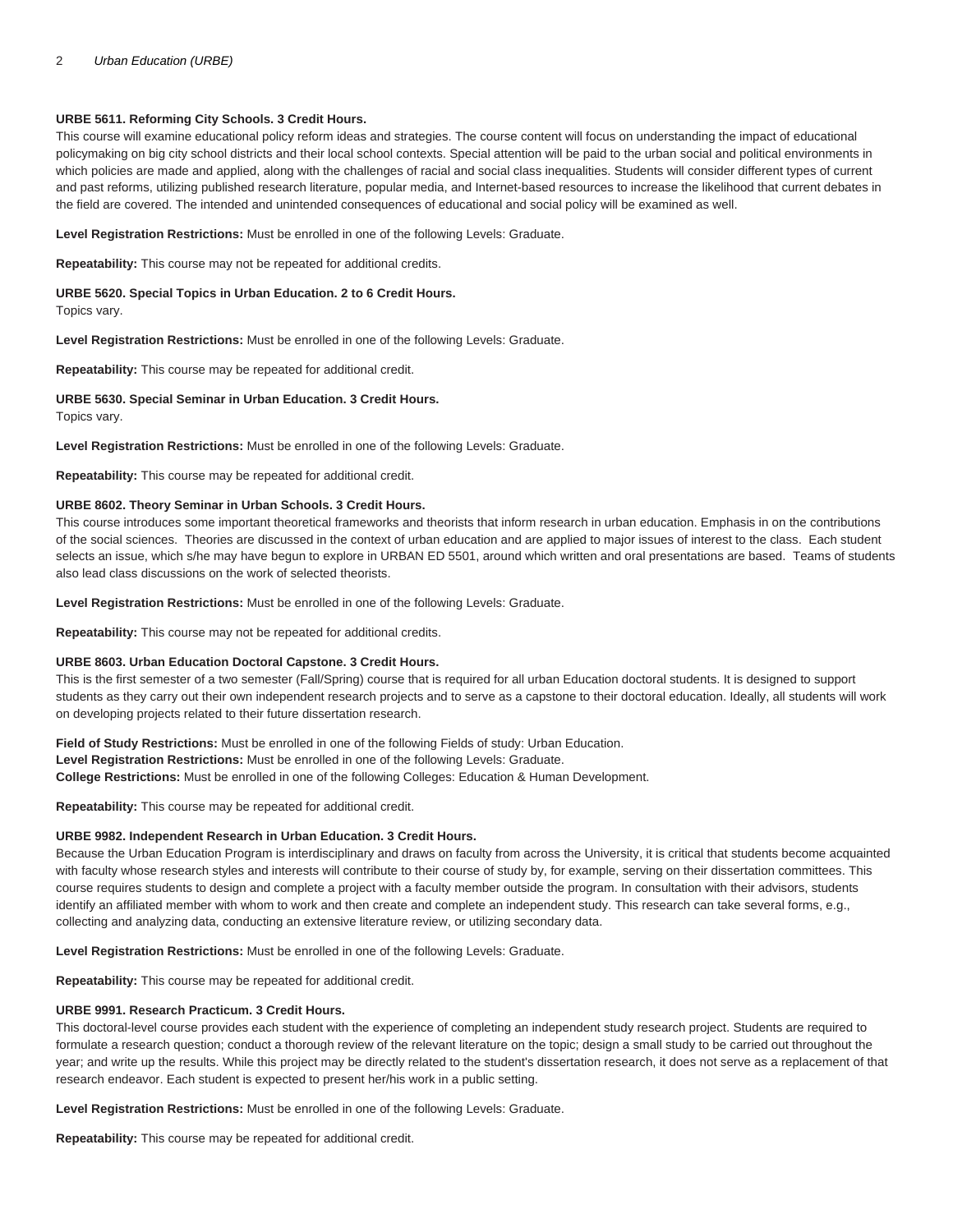**URBE 5611. Reforming City Schools. 3 Credit Hours.**

This course will examine educational policy reform ideas and strategies. The course content will focus on understanding the impact of educational policymaking on big city school districts and their local school contexts. Special attention will be paid to the urban social and political environments in which policies are made and applied, along with the challenges of racial and social class inequalities. Students will consider different types of current and past reforms, utilizing published research literature, popular media, and Internet-based resources to increase the likelihood that current debates in the field are covered. The intended and unintended consequences of educational and social policy will be examined as well.

**Level Registration Restrictions:** Must be enrolled in one of the following Levels: Graduate.

**Repeatability:** This course may not be repeated for additional credits.

**URBE 5620. Special Topics in Urban Education. 2 to 6 Credit Hours.**

Topics vary.

**Level Registration Restrictions:** Must be enrolled in one of the following Levels: Graduate.

**Repeatability:** This course may be repeated for additional credit.

**URBE 5630. Special Seminar in Urban Education. 3 Credit Hours.**

Topics vary.

**Level Registration Restrictions:** Must be enrolled in one of the following Levels: Graduate.

**Repeatability:** This course may be repeated for additional credit.

**URBE 8602. Theory Seminar in Urban Schools. 3 Credit Hours.**

This course introduces some important theoretical frameworks and theorists that inform research in urban education. Emphasis in on the contributions of the social sciences. Theories are discussed in the context of urban education and are applied to major issues of interest to the class. Each student selects an issue, which s/he may have begun to explore in URBAN ED 5501, around which written and oral presentations are based. Teams of students also lead class discussions on the work of selected theorists.

**Level Registration Restrictions:** Must be enrolled in one of the following Levels: Graduate.

**Repeatability:** This course may not be repeated for additional credits.

**URBE 8603. Urban Education Doctoral Capstone. 3 Credit Hours.**

This is the first semester of a two semester (Fall/Spring) course that is required for all urban Education doctoral students. It is designed to support students as they carry out their own independent research projects and to serve as a capstone to their doctoral education. Ideally, all students will work on developing projects related to their future dissertation research.

**Field of Study Restrictions:** Must be enrolled in one of the following Fields of study: Urban Education.
**Level Registration Restrictions:** Must be enrolled in one of the following Levels: Graduate.
**College Restrictions:** Must be enrolled in one of the following Colleges: Education & Human Development.

**Repeatability:** This course may be repeated for additional credit.

**URBE 9982. Independent Research in Urban Education. 3 Credit Hours.**

Because the Urban Education Program is interdisciplinary and draws on faculty from across the University, it is critical that students become acquainted with faculty whose research styles and interests will contribute to their course of study by, for example, serving on their dissertation committees. This course requires students to design and complete a project with a faculty member outside the program. In consultation with their advisors, students identify an affiliated member with whom to work and then create and complete an independent study. This research can take several forms, e.g., collecting and analyzing data, conducting an extensive literature review, or utilizing secondary data.

**Level Registration Restrictions:** Must be enrolled in one of the following Levels: Graduate.

**Repeatability:** This course may be repeated for additional credit.

**URBE 9991. Research Practicum. 3 Credit Hours.**

This doctoral-level course provides each student with the experience of completing an independent study research project. Students are required to formulate a research question; conduct a thorough review of the relevant literature on the topic; design a small study to be carried out throughout the year; and write up the results. While this project may be directly related to the student's dissertation research, it does not serve as a replacement of that research endeavor. Each student is expected to present her/his work in a public setting.

**Level Registration Restrictions:** Must be enrolled in one of the following Levels: Graduate.

**Repeatability:** This course may be repeated for additional credit.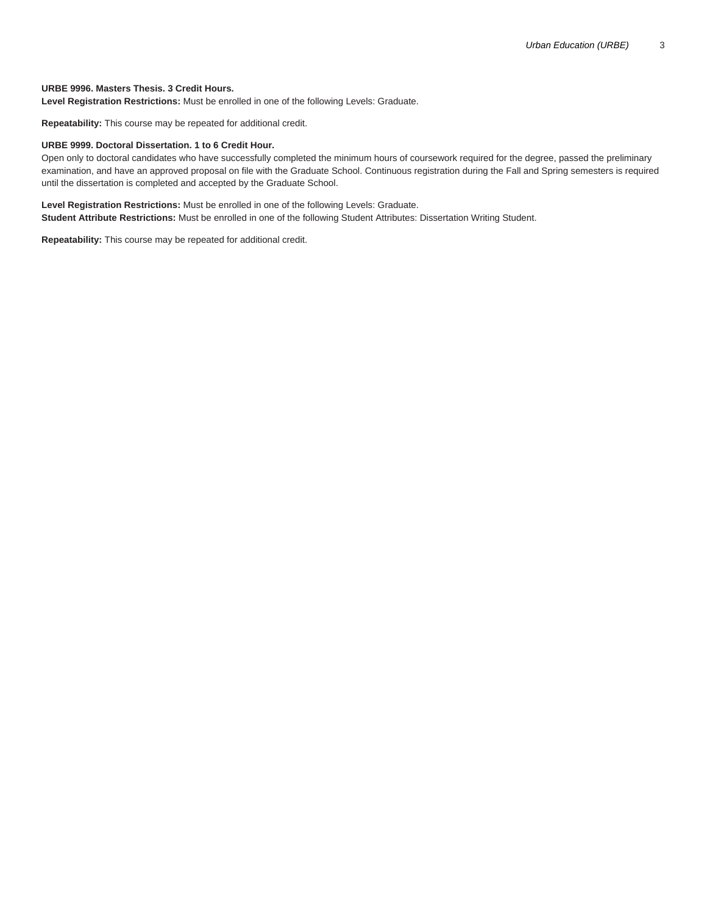**URBE 9996. Masters Thesis. 3 Credit Hours.**
**Level Registration Restrictions:** Must be enrolled in one of the following Levels: Graduate.

**Repeatability:** This course may be repeated for additional credit.

**URBE 9999. Doctoral Dissertation. 1 to 6 Credit Hour.**
Open only to doctoral candidates who have successfully completed the minimum hours of coursework required for the degree, passed the preliminary examination, and have an approved proposal on file with the Graduate School. Continuous registration during the Fall and Spring semesters is required until the dissertation is completed and accepted by the Graduate School.

**Level Registration Restrictions:** Must be enrolled in one of the following Levels: Graduate.
**Student Attribute Restrictions:** Must be enrolled in one of the following Student Attributes: Dissertation Writing Student.

**Repeatability:** This course may be repeated for additional credit.